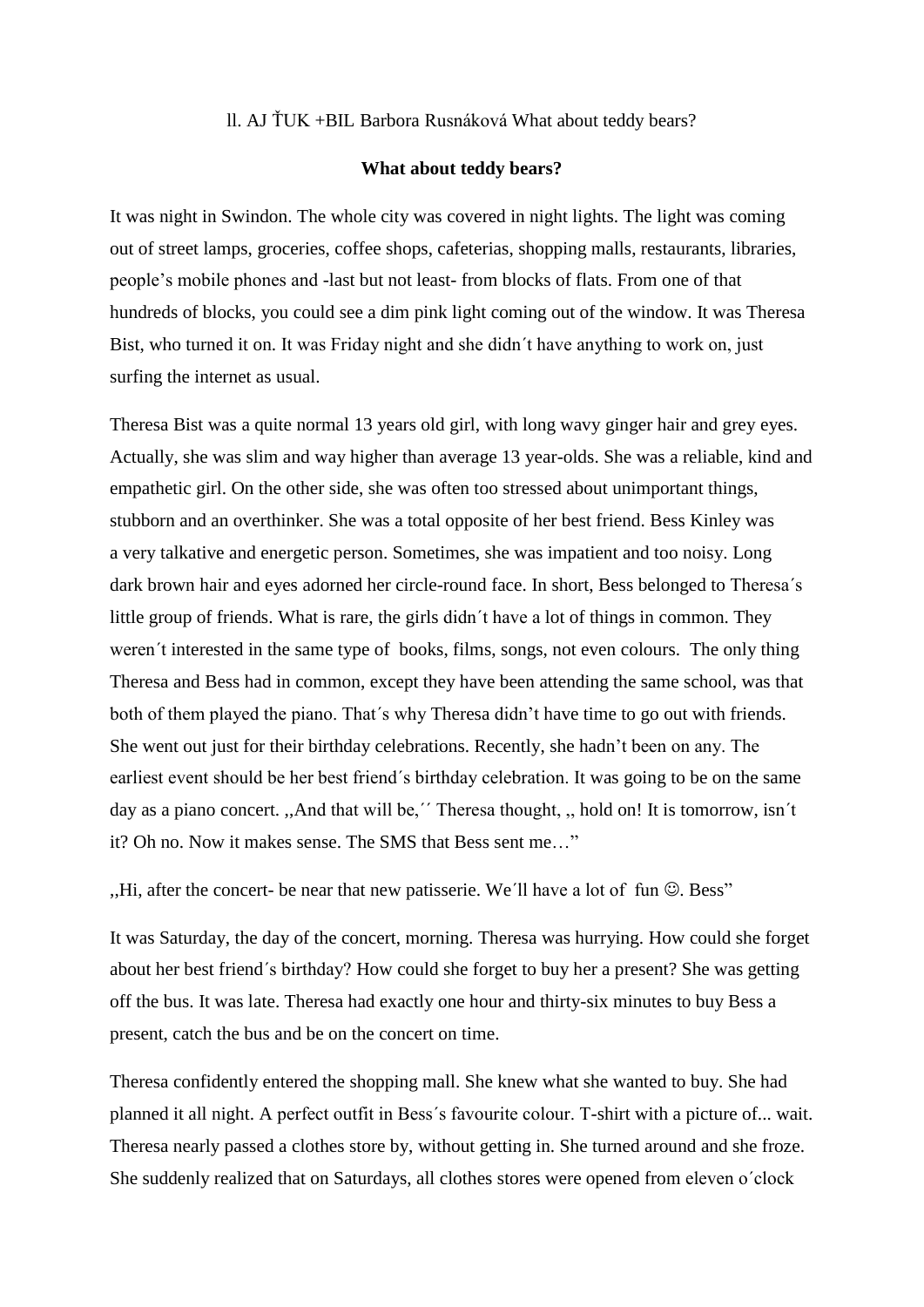ll. AJ ŤUK +BIL Barbora Rusnáková What about teddy bears?

**What about teddy bears?**

It was night in Swindon. The whole city was covered in night lights. The light was coming out of street lamps, groceries, coffee shops, cafeterias, shopping malls, restaurants, libraries, people's mobile phones and -last but not least- from blocks of flats. From one of that hundreds of blocks, you could see a dim pink light coming out of the window. It was Theresa Bist, who turned it on. It was Friday night and she didn´t have anything to work on, just surfing the internet as usual.

Theresa Bist was a quite normal 13 years old girl, with long wavy ginger hair and grey eyes. Actually, she was slim and way higher than average 13 year-olds. She was a reliable, kind and empathetic girl. On the other side, she was often too stressed about unimportant things, stubborn and an overthinker. She was a total opposite of her best friend. Bess Kinley was a very talkative and energetic person. Sometimes, she was impatient and too noisy. Long dark brown hair and eyes adorned her circle-round face. In short, Bess belonged to Theresa´s little group of friends. What is rare, the girls didn´t have a lot of things in common. They weren´t interested in the same type of books, films, songs, not even colours. The only thing Theresa and Bess had in common, except they have been attending the same school, was that both of them played the piano. That´s why Theresa didn't have time to go out with friends. She went out just for their birthday celebrations. Recently, she hadn't been on any. The earliest event should be her best friend´s birthday celebration. It was going to be on the same day as a piano concert. ,,And that will be,´´ Theresa thought, ,, hold on! It is tomorrow, isn´t it? Oh no. Now it makes sense. The SMS that Bess sent me…"

,,Hi, after the concert- be near that new patisserie. We´ll have a lot of fun ☺. Bess"

It was Saturday, the day of the concert, morning. Theresa was hurrying. How could she forget about her best friend´s birthday? How could she forget to buy her a present? She was getting off the bus. It was late. Theresa had exactly one hour and thirty-six minutes to buy Bess a present, catch the bus and be on the concert on time.

Theresa confidently entered the shopping mall. She knew what she wanted to buy. She had planned it all night. A perfect outfit in Bess´s favourite colour. T-shirt with a picture of... wait. Theresa nearly passed a clothes store by, without getting in. She turned around and she froze. She suddenly realized that on Saturdays, all clothes stores were opened from eleven o´clock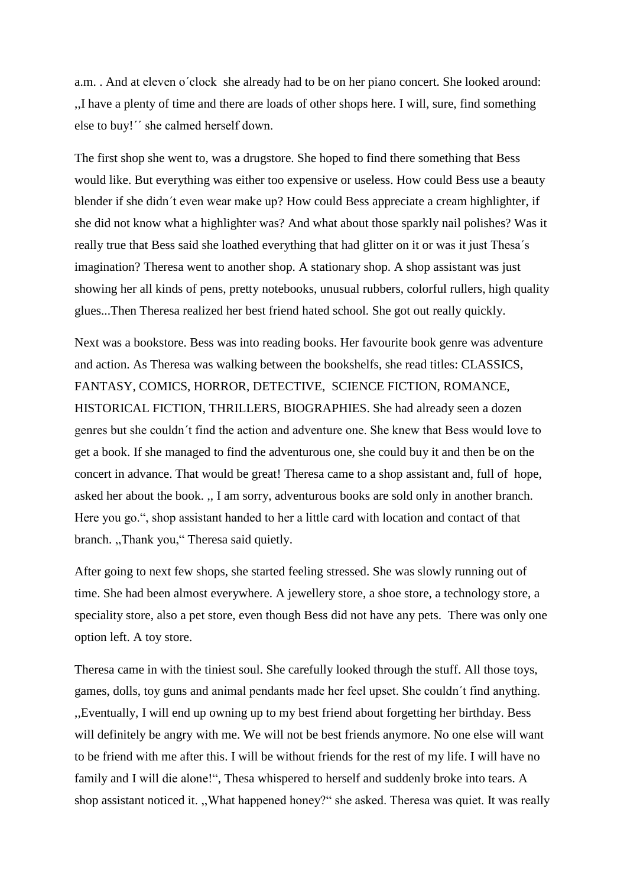a.m. . And at eleven o´clock  she already had to be on her piano concert. She looked around: ,,I have a plenty of time and there are loads of other shops here. I will, sure, find something else to buy!´´ she calmed herself down.

The first shop she went to, was a drugstore. She hoped to find there something that Bess would like. But everything was either too expensive or useless. How could Bess use a beauty blender if she didn´t even wear make up? How could Bess appreciate a cream highlighter, if she did not know what a highlighter was? And what about those sparkly nail polishes? Was it really true that Bess said she loathed everything that had glitter on it or was it just Thesa´s imagination? Theresa went to another shop. A stationary shop. A shop assistant was just showing her all kinds of pens, pretty notebooks, unusual rubbers, colorful rullers, high quality glues...Then Theresa realized her best friend hated school. She got out really quickly.

Next was a bookstore. Bess was into reading books. Her favourite book genre was adventure and action. As Theresa was walking between the bookshelfs, she read titles: CLASSICS, FANTASY, COMICS, HORROR, DETECTIVE,  SCIENCE FICTION, ROMANCE, HISTORICAL FICTION, THRILLERS, BIOGRAPHIES. She had already seen a dozen genres but she couldn´t find the action and adventure one. She knew that Bess would love to get a book. If she managed to find the adventurous one, she could buy it and then be on the concert in advance. That would be great! Theresa came to a shop assistant and, full of  hope, asked her about the book. ,, I am sorry, adventurous books are sold only in another branch. Here you go.“, shop assistant handed to her a little card with location and contact of that branch. ,,Thank you,“ Theresa said quietly.

After going to next few shops, she started feeling stressed. She was slowly running out of time. She had been almost everywhere. A jewellery store, a shoe store, a technology store, a speciality store, also a pet store, even though Bess did not have any pets.  There was only one option left. A toy store.

Theresa came in with the tiniest soul. She carefully looked through the stuff. All those toys, games, dolls, toy guns and animal pendants made her feel upset. She couldn´t find anything. ,,Eventually, I will end up owning up to my best friend about forgetting her birthday. Bess will definitely be angry with me. We will not be best friends anymore. No one else will want to be friend with me after this. I will be without friends for the rest of my life. I will have no family and I will die alone!“, Thesa whispered to herself and suddenly broke into tears. A shop assistant noticed it. ,,What happened honey?“ she asked. Theresa was quiet. It was really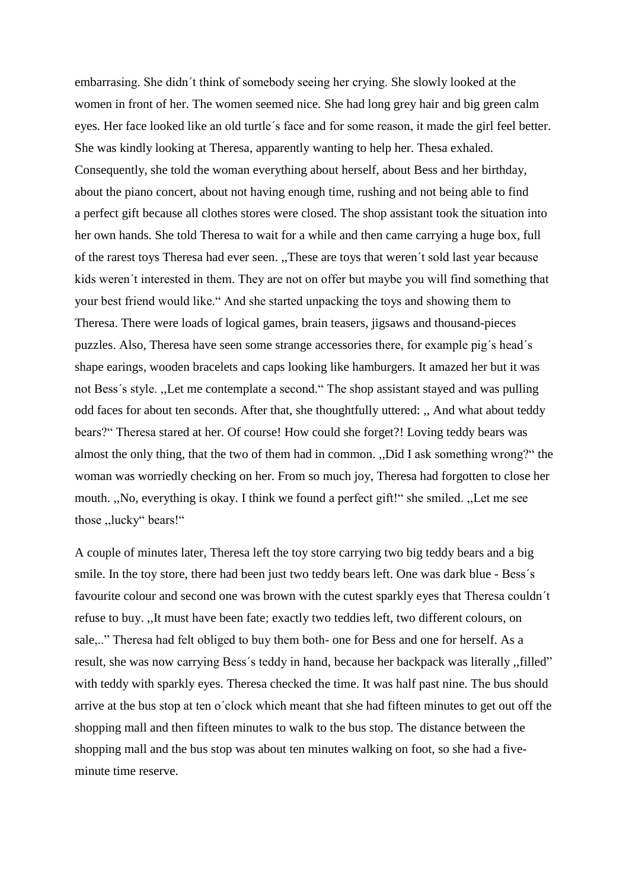embarrasing. She didn´t think of somebody seeing her crying. She slowly looked at the women in front of her. The women seemed nice. She had long grey hair and big green calm eyes. Her face looked like an old turtle´s face and for some reason, it made the girl feel better. She was kindly looking at Theresa, apparently wanting to help her. Thesa exhaled. Consequently, she told the woman everything about herself, about Bess and her birthday, about the piano concert, about not having enough time, rushing and not being able to find a perfect gift because all clothes stores were closed. The shop assistant took the situation into her own hands. She told Theresa to wait for a while and then came carrying a huge box, full of the rarest toys Theresa had ever seen. ,,These are toys that weren´t sold last year because kids weren´t interested in them. They are not on offer but maybe you will find something that your best friend would like." And she started unpacking the toys and showing them to Theresa. There were loads of logical games, brain teasers, jigsaws and thousand-pieces puzzles. Also, Theresa have seen some strange accessories there, for example pig´s head´s shape earings, wooden bracelets and caps looking like hamburgers. It amazed her but it was not Bess´s style. ,,Let me contemplate a second." The shop assistant stayed and was pulling odd faces for about ten seconds. After that, she thoughtfully uttered: ,, And what about teddy bears?" Theresa stared at her. Of course! How could she forget?! Loving teddy bears was almost the only thing, that the two of them had in common. ,,Did I ask something wrong?" the woman was worriedly checking on her. From so much joy, Theresa had forgotten to close her mouth. ,,No, everything is okay. I think we found a perfect gift!" she smiled. ,,Let me see those ,,lucky" bears!"

A couple of minutes later, Theresa left the toy store carrying two big teddy bears and a big smile. In the toy store, there had been just two teddy bears left. One was dark blue - Bess´s favourite colour and second one was brown with the cutest sparkly eyes that Theresa couldn´t refuse to buy. ,,It must have been fate; exactly two teddies left, two different colours, on sale,.." Theresa had felt obliged to buy them both- one for Bess and one for herself. As a result, she was now carrying Bess´s teddy in hand, because her backpack was literally ,,filled" with teddy with sparkly eyes. Theresa checked the time. It was half past nine. The bus should arrive at the bus stop at ten o´clock which meant that she had fifteen minutes to get out off the shopping mall and then fifteen minutes to walk to the bus stop. The distance between the shopping mall and the bus stop was about ten minutes walking on foot, so she had a five-minute time reserve.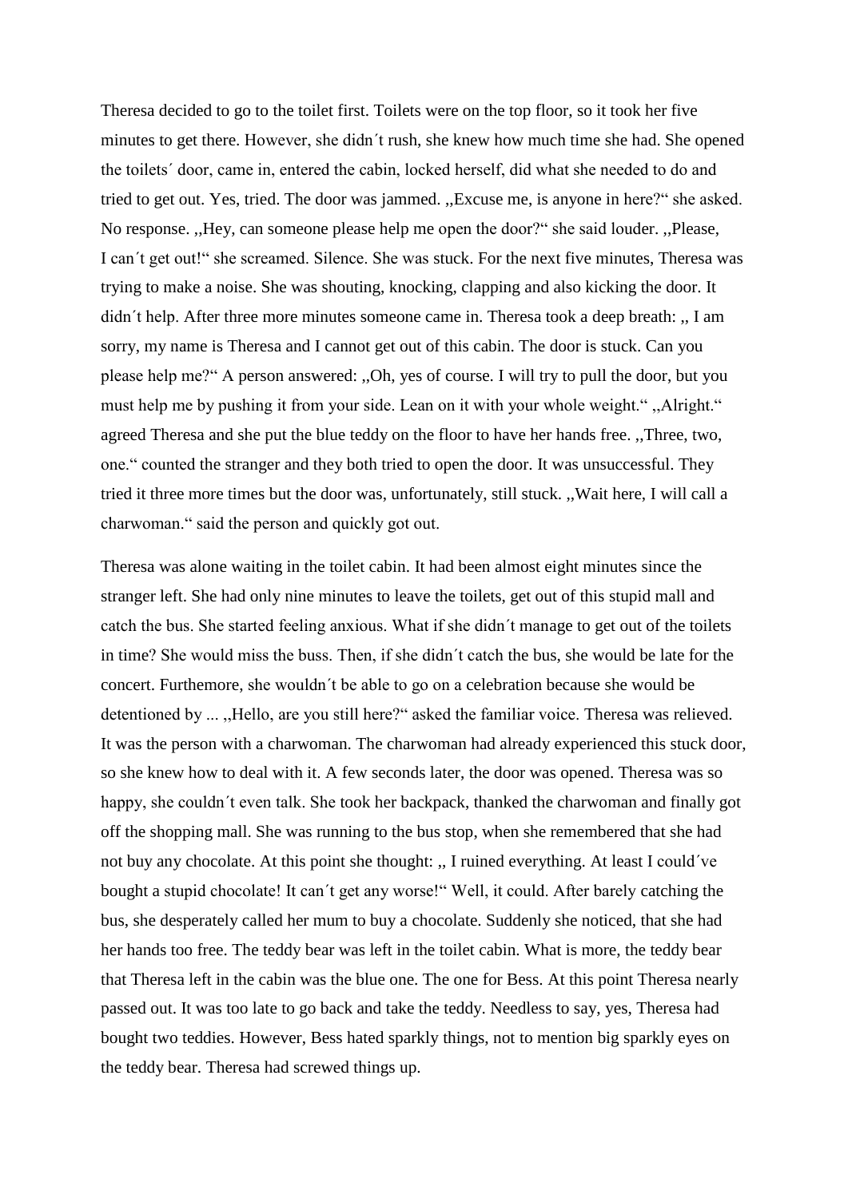Theresa decided to go to the toilet first. Toilets were on the top floor, so it took her five minutes to get there. However, she didn´t rush, she knew how much time she had. She opened the toilets´ door, came in, entered the cabin, locked herself, did what she needed to do and tried to get out. Yes, tried. The door was jammed. ,,Excuse me, is anyone in here?“ she asked. No response. ,,Hey, can someone please help me open the door?“ she said louder. ,,Please, I can´t get out!“ she screamed. Silence. She was stuck. For the next five minutes, Theresa was trying to make a noise. She was shouting, knocking, clapping and also kicking the door. It didn´t help. After three more minutes someone came in. Theresa took a deep breath: ,, I am sorry, my name is Theresa and I cannot get out of this cabin. The door is stuck. Can you please help me?“ A person answered: ,,Oh, yes of course. I will try to pull the door, but you must help me by pushing it from your side. Lean on it with your whole weight.“ ,,Alright.“ agreed Theresa and she put the blue teddy on the floor to have her hands free. ,,Three, two, one.“ counted the stranger and they both tried to open the door. It was unsuccessful. They tried it three more times but the door was, unfortunately, still stuck. ,,Wait here, I will call a charwoman.“ said the person and quickly got out.

Theresa was alone waiting in the toilet cabin. It had been almost eight minutes since the stranger left. She had only nine minutes to leave the toilets, get out of this stupid mall and catch the bus. She started feeling anxious. What if she didn´t manage to get out of the toilets in time? She would miss the buss. Then, if she didn´t catch the bus, she would be late for the concert. Furthemore, she wouldn´t be able to go on a celebration because she would be detentioned by ... ,,Hello, are you still here?“ asked the familiar voice. Theresa was relieved. It was the person with a charwoman. The charwoman had already experienced this stuck door, so she knew how to deal with it. A few seconds later, the door was opened. Theresa was so happy, she couldn´t even talk. She took her backpack, thanked the charwoman and finally got off the shopping mall. She was running to the bus stop, when she remembered that she had not buy any chocolate. At this point she thought: ,, I ruined everything. At least I could´ve bought a stupid chocolate! It can´t get any worse!“ Well, it could. After barely catching the bus, she desperately called her mum to buy a chocolate. Suddenly she noticed, that she had her hands too free. The teddy bear was left in the toilet cabin. What is more, the teddy bear that Theresa left in the cabin was the blue one. The one for Bess. At this point Theresa nearly passed out. It was too late to go back and take the teddy. Needless to say, yes, Theresa had bought two teddies. However, Bess hated sparkly things, not to mention big sparkly eyes on the teddy bear. Theresa had screwed things up.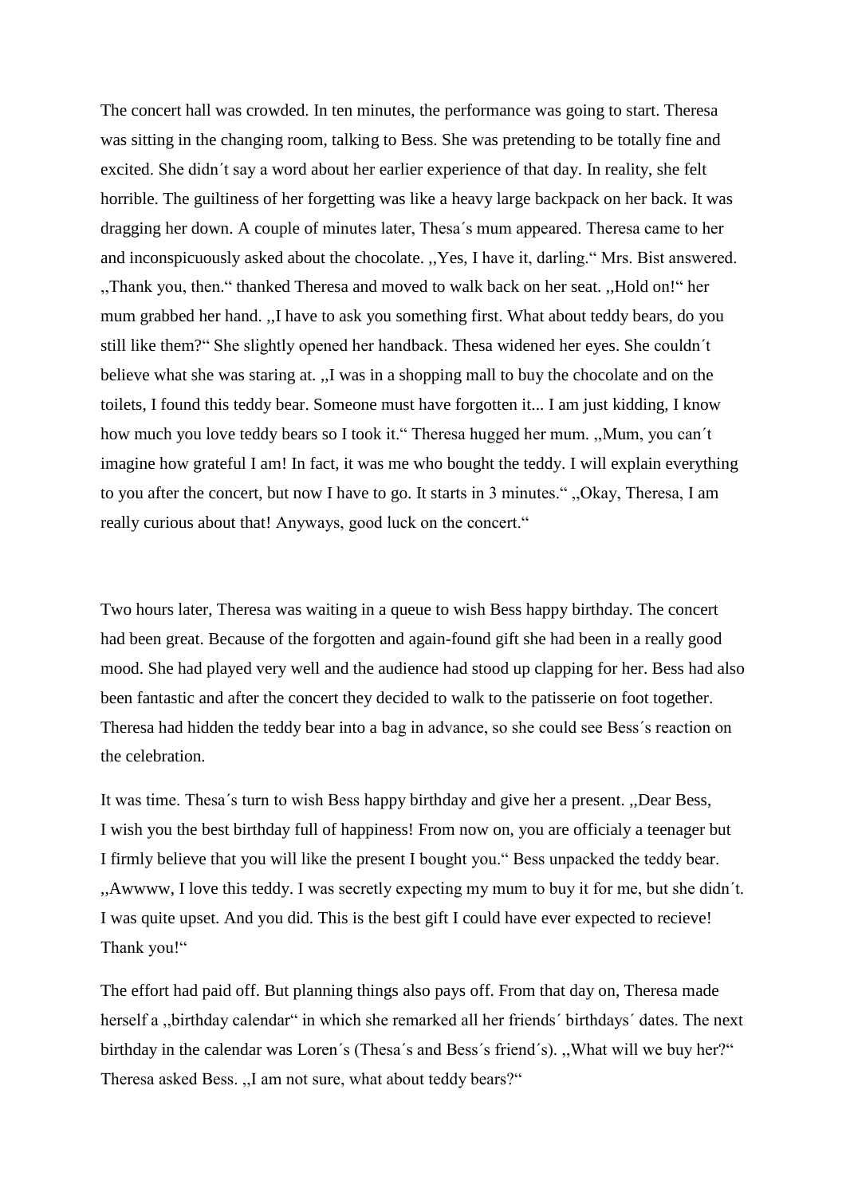The concert hall was crowded. In ten minutes, the performance was going to start. Theresa was sitting in the changing room, talking to Bess. She was pretending to be totally fine and excited. She didn´t say a word about her earlier experience of that day. In reality, she felt horrible. The guiltiness of her forgetting was like a heavy large backpack on her back. It was dragging her down. A couple of minutes later, Thesa´s mum appeared. Theresa came to her and inconspicuously asked about the chocolate. ,,Yes, I have it, darling." Mrs. Bist answered. ,,Thank you, then." thanked Theresa and moved to walk back on her seat. ,,Hold on!" her mum grabbed her hand. ,,I have to ask you something first. What about teddy bears, do you still like them?" She slightly opened her handback. Thesa widened her eyes. She couldn´t believe what she was staring at. ,,I was in a shopping mall to buy the chocolate and on the toilets, I found this teddy bear. Someone must have forgotten it... I am just kidding, I know how much you love teddy bears so I took it." Theresa hugged her mum. ,,Mum, you can´t imagine how grateful I am! In fact, it was me who bought the teddy. I will explain everything to you after the concert, but now I have to go. It starts in 3 minutes." ,,Okay, Theresa, I am really curious about that! Anyways, good luck on the concert."

Two hours later, Theresa was waiting in a queue to wish Bess happy birthday. The concert had been great. Because of the forgotten and again-found gift she had been in a really good mood. She had played very well and the audience had stood up clapping for her. Bess had also been fantastic and after the concert they decided to walk to the patisserie on foot together. Theresa had hidden the teddy bear into a bag in advance, so she could see Bess´s reaction on the celebration.

It was time. Thesa´s turn to wish Bess happy birthday and give her a present. ,,Dear Bess, I wish you the best birthday full of happiness! From now on, you are officialy a teenager but I firmly believe that you will like the present I bought you." Bess unpacked the teddy bear. ,,Awwww, I love this teddy. I was secretly expecting my mum to buy it for me, but she didn´t. I was quite upset. And you did. This is the best gift I could have ever expected to recieve! Thank you!"

The effort had paid off. But planning things also pays off. From that day on, Theresa made herself a ,,birthday calendar" in which she remarked all her friends´ birthdays´ dates. The next birthday in the calendar was Loren´s (Thesa´s and Bess´s friend´s). ,,What will we buy her?" Theresa asked Bess. ,,I am not sure, what about teddy bears?"